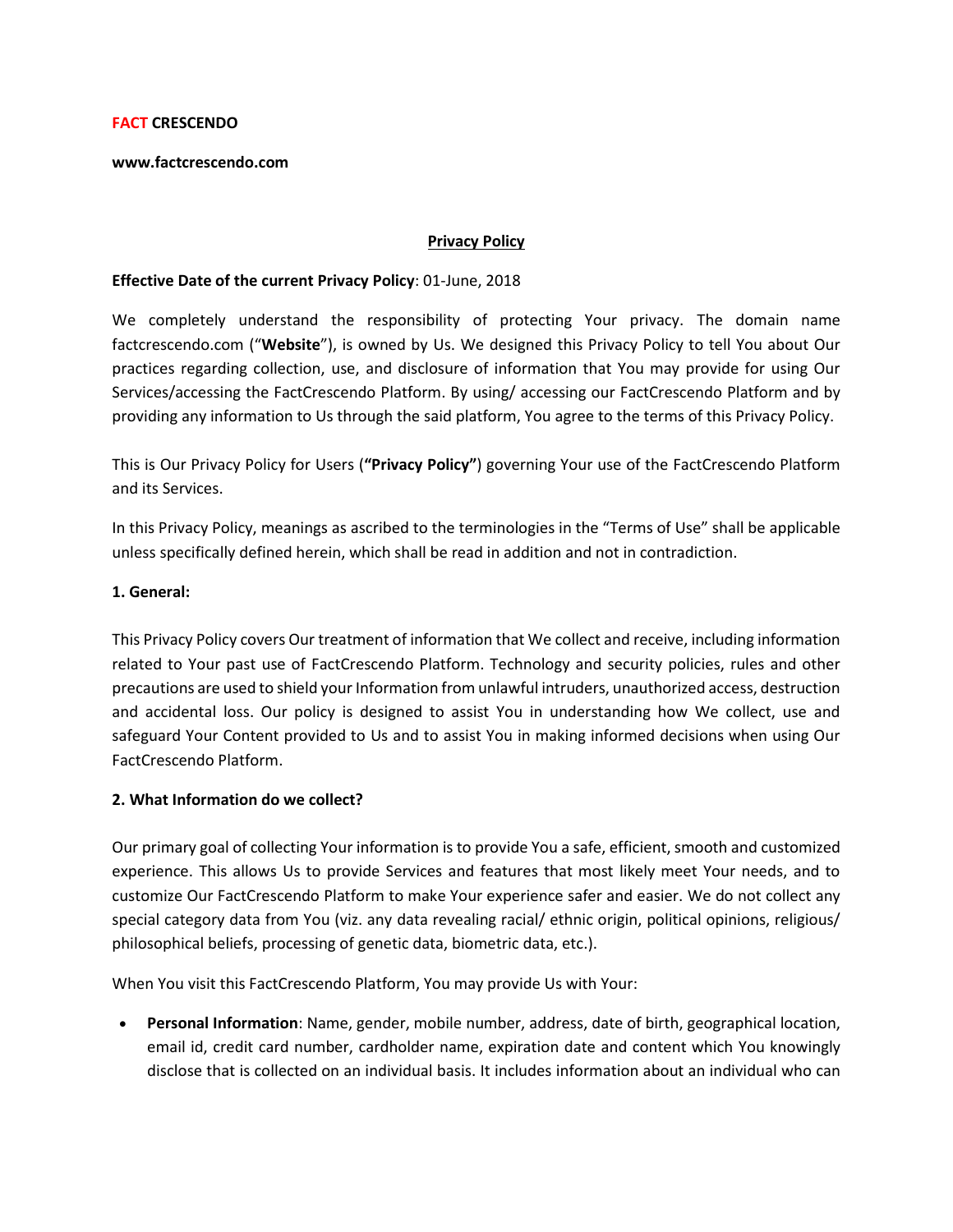**FACT CRESCENDO**

**www.factcrescendo.com**

**Privacy Policy**

**Effective Date of the current Privacy Policy**: 01-June, 2018

We completely understand the responsibility of protecting Your privacy. The domain name factcrescendo.com ("**Website**"), is owned by Us. We designed this Privacy Policy to tell You about Our practices regarding collection, use, and disclosure of information that You may provide for using Our Services/accessing the FactCrescendo Platform. By using/ accessing our FactCrescendo Platform and by providing any information to Us through the said platform, You agree to the terms of this Privacy Policy.

This is Our Privacy Policy for Users (**"Privacy Policy"**) governing Your use of the FactCrescendo Platform and its Services.

In this Privacy Policy, meanings as ascribed to the terminologies in the "Terms of Use" shall be applicable unless specifically defined herein, which shall be read in addition and not in contradiction.

**1. General:**

This Privacy Policy covers Our treatment of information that We collect and receive, including information related to Your past use of FactCrescendo Platform. Technology and security policies, rules and other precautions are used to shield your Information from unlawful intruders, unauthorized access, destruction and accidental loss. Our policy is designed to assist You in understanding how We collect, use and safeguard Your Content provided to Us and to assist You in making informed decisions when using Our FactCrescendo Platform.

**2. What Information do we collect?**

Our primary goal of collecting Your information is to provide You a safe, efficient, smooth and customized experience. This allows Us to provide Services and features that most likely meet Your needs, and to customize Our FactCrescendo Platform to make Your experience safer and easier. We do not collect any special category data from You (viz. any data revealing racial/ ethnic origin, political opinions, religious/ philosophical beliefs, processing of genetic data, biometric data, etc.).

When You visit this FactCrescendo Platform, You may provide Us with Your:

- **Personal Information**: Name, gender, mobile number, address, date of birth, geographical location, email id, credit card number, cardholder name, expiration date and content which You knowingly disclose that is collected on an individual basis. It includes information about an individual who can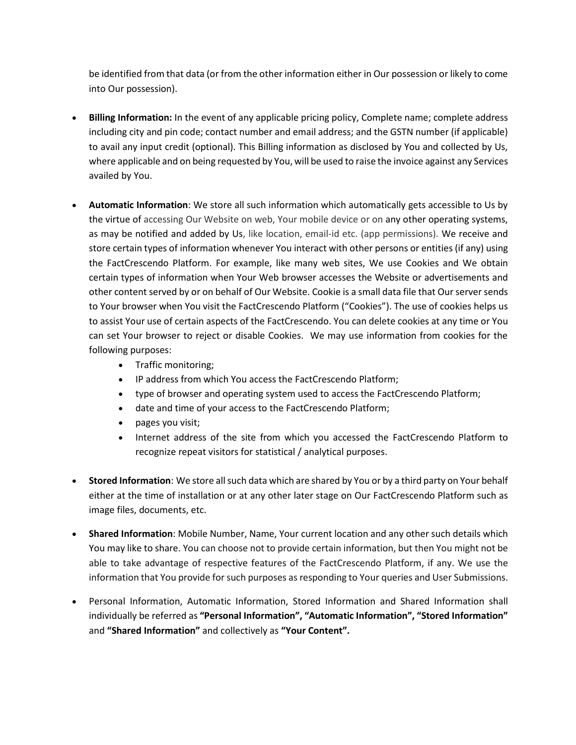be identified from that data (or from the other information either in Our possession or likely to come into Our possession).

- **Billing Information:** In the event of any applicable pricing policy, Complete name; complete address including city and pin code; contact number and email address; and the GSTN number (if applicable) to avail any input credit (optional). This Billing information as disclosed by You and collected by Us, where applicable and on being requested by You, will be used to raise the invoice against any Services availed by You.

- **Automatic Information**: We store all such information which automatically gets accessible to Us by the virtue of accessing Our Website on web, Your mobile device or on any other operating systems, as may be notified and added by Us, like location, email-id etc. (app permissions). We receive and store certain types of information whenever You interact with other persons or entities (if any) using the FactCrescendo Platform. For example, like many web sites, We use Cookies and We obtain certain types of information when Your Web browser accesses the Website or advertisements and other content served by or on behalf of Our Website. Cookie is a small data file that Our server sends to Your browser when You visit the FactCrescendo Platform ("Cookies"). The use of cookies helps us to assist Your use of certain aspects of the FactCrescendo. You can delete cookies at any time or You can set Your browser to reject or disable Cookies. We may use information from cookies for the following purposes:
  - Traffic monitoring;
  - IP address from which You access the FactCrescendo Platform;
  - type of browser and operating system used to access the FactCrescendo Platform;
  - date and time of your access to the FactCrescendo Platform;
  - pages you visit;
  - Internet address of the site from which you accessed the FactCrescendo Platform to recognize repeat visitors for statistical / analytical purposes.

- **Stored Information**: We store all such data which are shared by You or by a third party on Your behalf either at the time of installation or at any other later stage on Our FactCrescendo Platform such as image files, documents, etc.

- **Shared Information**: Mobile Number, Name, Your current location and any other such details which You may like to share. You can choose not to provide certain information, but then You might not be able to take advantage of respective features of the FactCrescendo Platform, if any. We use the information that You provide for such purposes as responding to Your queries and User Submissions.

- Personal Information, Automatic Information, Stored Information and Shared Information shall individually be referred as **"Personal Information", "Automatic Information", "Stored Information"** and **"Shared Information"** and collectively as **"Your Content".**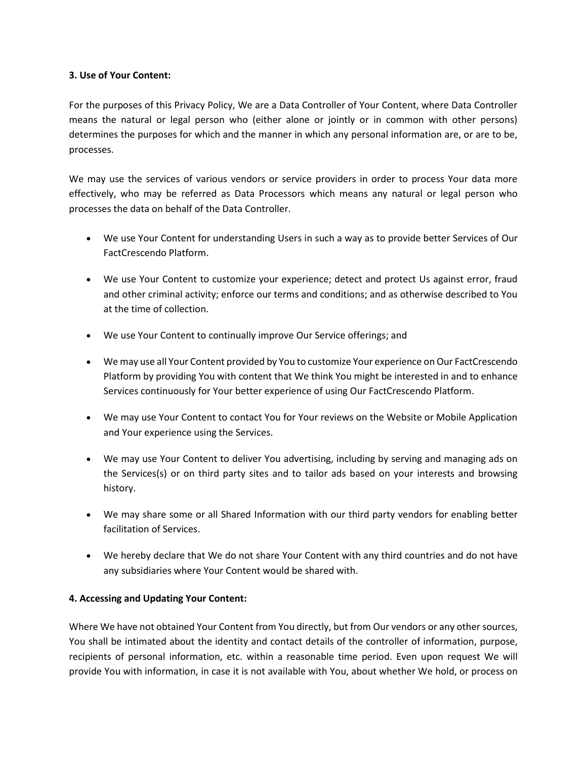**3. Use of Your Content:**

For the purposes of this Privacy Policy, We are a Data Controller of Your Content, where Data Controller means the natural or legal person who (either alone or jointly or in common with other persons) determines the purposes for which and the manner in which any personal information are, or are to be, processes.

We may use the services of various vendors or service providers in order to process Your data more effectively, who may be referred as Data Processors which means any natural or legal person who processes the data on behalf of the Data Controller.

- We use Your Content for understanding Users in such a way as to provide better Services of Our FactCrescendo Platform.
- We use Your Content to customize your experience; detect and protect Us against error, fraud and other criminal activity; enforce our terms and conditions; and as otherwise described to You at the time of collection.
- We use Your Content to continually improve Our Service offerings; and
- We may use all Your Content provided by You to customize Your experience on Our FactCrescendo Platform by providing You with content that We think You might be interested in and to enhance Services continuously for Your better experience of using Our FactCrescendo Platform.
- We may use Your Content to contact You for Your reviews on the Website or Mobile Application and Your experience using the Services.
- We may use Your Content to deliver You advertising, including by serving and managing ads on the Services(s) or on third party sites and to tailor ads based on your interests and browsing history.
- We may share some or all Shared Information with our third party vendors for enabling better facilitation of Services.
- We hereby declare that We do not share Your Content with any third countries and do not have any subsidiaries where Your Content would be shared with.

**4. Accessing and Updating Your Content:**

Where We have not obtained Your Content from You directly, but from Our vendors or any other sources, You shall be intimated about the identity and contact details of the controller of information, purpose, recipients of personal information, etc. within a reasonable time period. Even upon request We will provide You with information, in case it is not available with You, about whether We hold, or process on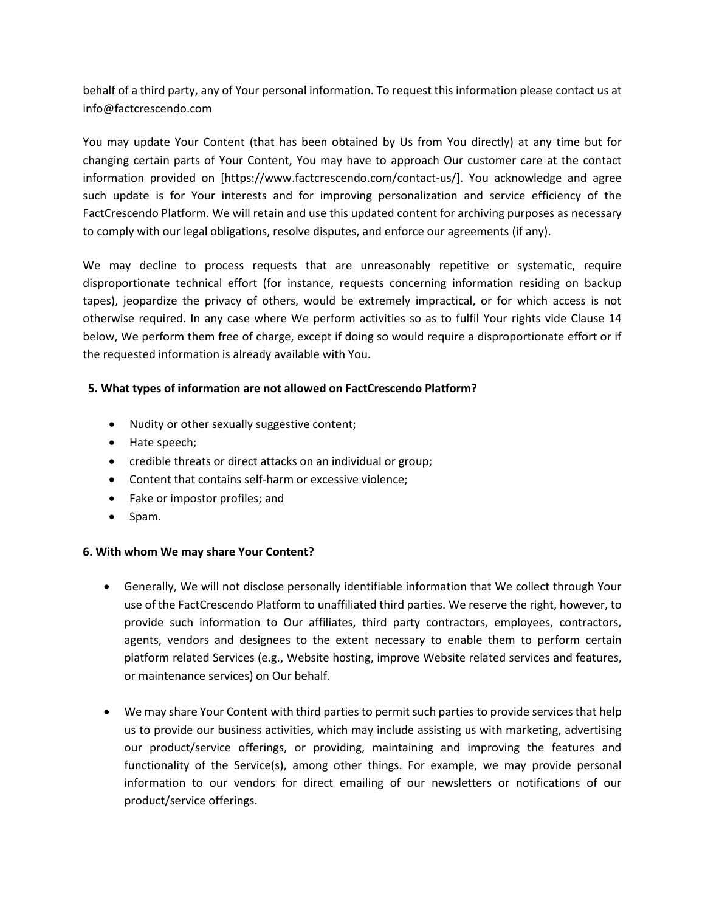behalf of a third party, any of Your personal information. To request this information please contact us at info@factcrescendo.com

You may update Your Content (that has been obtained by Us from You directly) at any time but for changing certain parts of Your Content, You may have to approach Our customer care at the contact information provided on [https://www.factcrescendo.com/contact-us/]. You acknowledge and agree such update is for Your interests and for improving personalization and service efficiency of the FactCrescendo Platform. We will retain and use this updated content for archiving purposes as necessary to comply with our legal obligations, resolve disputes, and enforce our agreements (if any).

We may decline to process requests that are unreasonably repetitive or systematic, require disproportionate technical effort (for instance, requests concerning information residing on backup tapes), jeopardize the privacy of others, would be extremely impractical, or for which access is not otherwise required. In any case where We perform activities so as to fulfil Your rights vide Clause 14 below, We perform them free of charge, except if doing so would require a disproportionate effort or if the requested information is already available with You.

**5. What types of information are not allowed on FactCrescendo Platform?**

- Nudity or other sexually suggestive content;
- Hate speech;
- credible threats or direct attacks on an individual or group;
- Content that contains self-harm or excessive violence;
- Fake or impostor profiles; and
- Spam.

**6. With whom We may share Your Content?**

- Generally, We will not disclose personally identifiable information that We collect through Your use of the FactCrescendo Platform to unaffiliated third parties. We reserve the right, however, to provide such information to Our affiliates, third party contractors, employees, contractors, agents, vendors and designees to the extent necessary to enable them to perform certain platform related Services (e.g., Website hosting, improve Website related services and features, or maintenance services) on Our behalf.

- We may share Your Content with third parties to permit such parties to provide services that help us to provide our business activities, which may include assisting us with marketing, advertising our product/service offerings, or providing, maintaining and improving the features and functionality of the Service(s), among other things. For example, we may provide personal information to our vendors for direct emailing of our newsletters or notifications of our product/service offerings.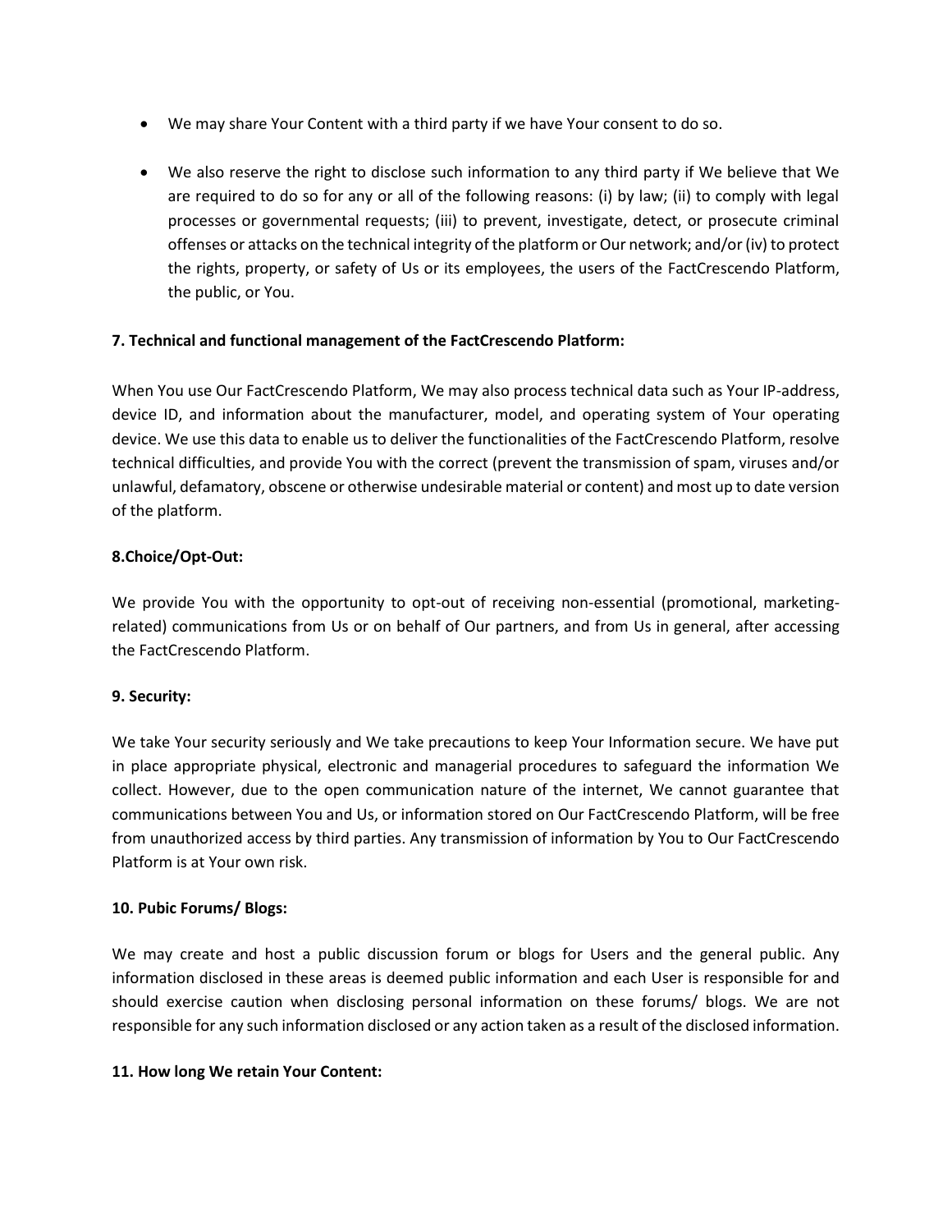- We may share Your Content with a third party if we have Your consent to do so.

- We also reserve the right to disclose such information to any third party if We believe that We are required to do so for any or all of the following reasons: (i) by law; (ii) to comply with legal processes or governmental requests; (iii) to prevent, investigate, detect, or prosecute criminal offenses or attacks on the technical integrity of the platform or Our network; and/or (iv) to protect the rights, property, or safety of Us or its employees, the users of the FactCrescendo Platform, the public, or You.

**7. Technical and functional management of the FactCrescendo Platform:**

When You use Our FactCrescendo Platform, We may also process technical data such as Your IP-address, device ID, and information about the manufacturer, model, and operating system of Your operating device. We use this data to enable us to deliver the functionalities of the FactCrescendo Platform, resolve technical difficulties, and provide You with the correct (prevent the transmission of spam, viruses and/or unlawful, defamatory, obscene or otherwise undesirable material or content) and most up to date version of the platform.

**8.Choice/Opt-Out:**

We provide You with the opportunity to opt-out of receiving non-essential (promotional, marketing-related) communications from Us or on behalf of Our partners, and from Us in general, after accessing the FactCrescendo Platform.

**9. Security:**

We take Your security seriously and We take precautions to keep Your Information secure. We have put in place appropriate physical, electronic and managerial procedures to safeguard the information We collect. However, due to the open communication nature of the internet, We cannot guarantee that communications between You and Us, or information stored on Our FactCrescendo Platform, will be free from unauthorized access by third parties. Any transmission of information by You to Our FactCrescendo Platform is at Your own risk.

**10. Pubic Forums/ Blogs:**

We may create and host a public discussion forum or blogs for Users and the general public. Any information disclosed in these areas is deemed public information and each User is responsible for and should exercise caution when disclosing personal information on these forums/ blogs. We are not responsible for any such information disclosed or any action taken as a result of the disclosed information.

**11. How long We retain Your Content:**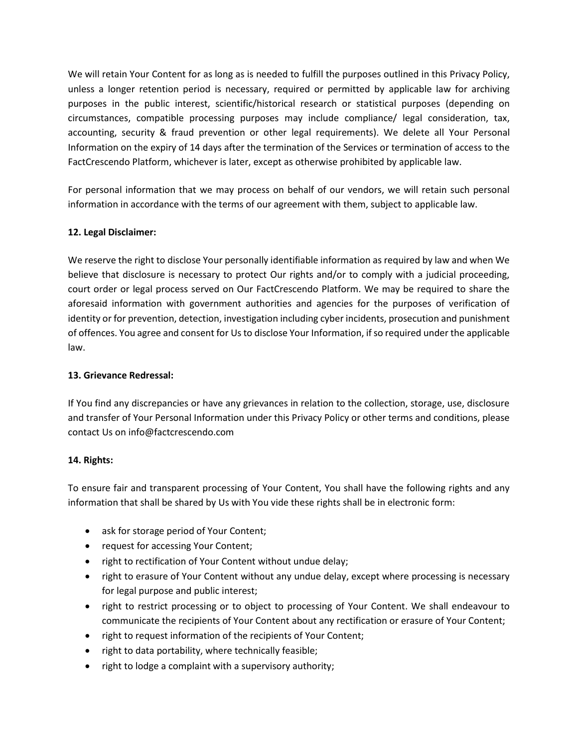We will retain Your Content for as long as is needed to fulfill the purposes outlined in this Privacy Policy, unless a longer retention period is necessary, required or permitted by applicable law for archiving purposes in the public interest, scientific/historical research or statistical purposes (depending on circumstances, compatible processing purposes may include compliance/ legal consideration, tax, accounting, security & fraud prevention or other legal requirements). We delete all Your Personal Information on the expiry of 14 days after the termination of the Services or termination of access to the FactCrescendo Platform, whichever is later, except as otherwise prohibited by applicable law.

For personal information that we may process on behalf of our vendors, we will retain such personal information in accordance with the terms of our agreement with them, subject to applicable law.

**12. Legal Disclaimer:**

We reserve the right to disclose Your personally identifiable information as required by law and when We believe that disclosure is necessary to protect Our rights and/or to comply with a judicial proceeding, court order or legal process served on Our FactCrescendo Platform. We may be required to share the aforesaid information with government authorities and agencies for the purposes of verification of identity or for prevention, detection, investigation including cyber incidents, prosecution and punishment of offences. You agree and consent for Us to disclose Your Information, if so required under the applicable law.

**13. Grievance Redressal:**

If You find any discrepancies or have any grievances in relation to the collection, storage, use, disclosure and transfer of Your Personal Information under this Privacy Policy or other terms and conditions, please contact Us on info@factcrescendo.com

**14. Rights:**

To ensure fair and transparent processing of Your Content, You shall have the following rights and any information that shall be shared by Us with You vide these rights shall be in electronic form:

- ask for storage period of Your Content;
- request for accessing Your Content;
- right to rectification of Your Content without undue delay;
- right to erasure of Your Content without any undue delay, except where processing is necessary for legal purpose and public interest;
- right to restrict processing or to object to processing of Your Content. We shall endeavour to communicate the recipients of Your Content about any rectification or erasure of Your Content;
- right to request information of the recipients of Your Content;
- right to data portability, where technically feasible;
- right to lodge a complaint with a supervisory authority;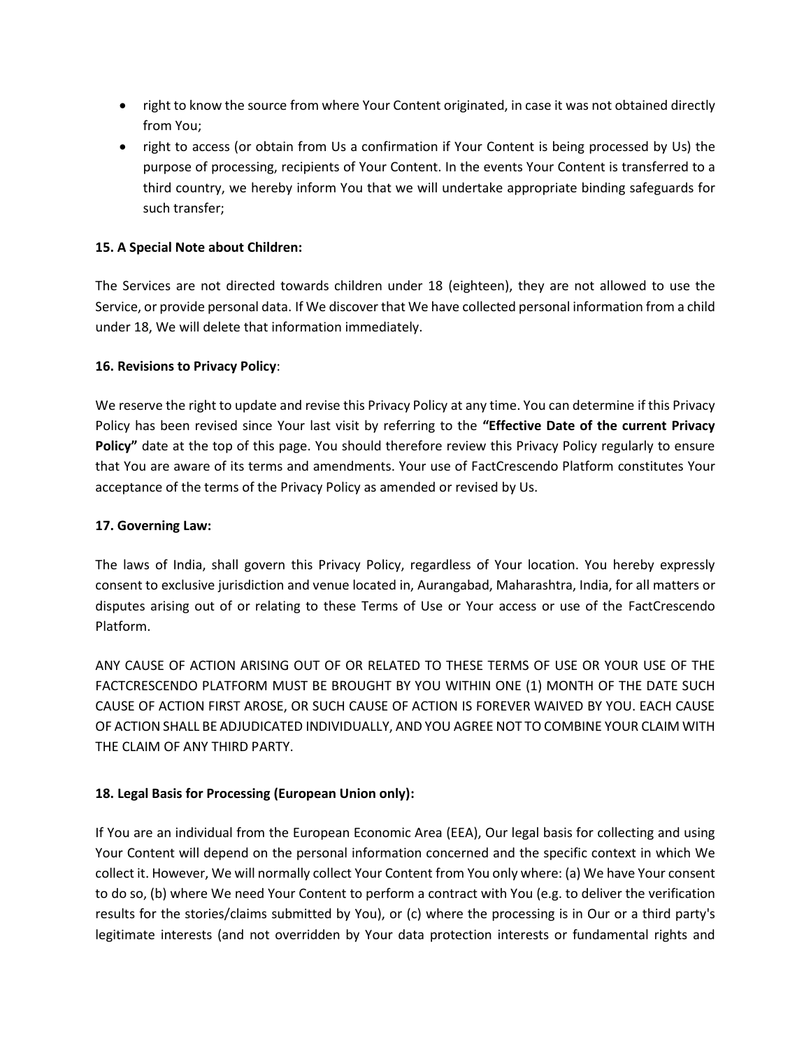- right to know the source from where Your Content originated, in case it was not obtained directly from You;
- right to access (or obtain from Us a confirmation if Your Content is being processed by Us) the purpose of processing, recipients of Your Content. In the events Your Content is transferred to a third country, we hereby inform You that we will undertake appropriate binding safeguards for such transfer;

**15. A Special Note about Children:**

The Services are not directed towards children under 18 (eighteen), they are not allowed to use the Service, or provide personal data. If We discover that We have collected personal information from a child under 18, We will delete that information immediately.

**16. Revisions to Privacy Policy**:

We reserve the right to update and revise this Privacy Policy at any time. You can determine if this Privacy Policy has been revised since Your last visit by referring to the **"Effective Date of the current Privacy Policy"** date at the top of this page. You should therefore review this Privacy Policy regularly to ensure that You are aware of its terms and amendments. Your use of FactCrescendo Platform constitutes Your acceptance of the terms of the Privacy Policy as amended or revised by Us.

**17. Governing Law:**

The laws of India, shall govern this Privacy Policy, regardless of Your location. You hereby expressly consent to exclusive jurisdiction and venue located in, Aurangabad, Maharashtra, India, for all matters or disputes arising out of or relating to these Terms of Use or Your access or use of the FactCrescendo Platform.

ANY CAUSE OF ACTION ARISING OUT OF OR RELATED TO THESE TERMS OF USE OR YOUR USE OF THE FACTCRESCENDO PLATFORM MUST BE BROUGHT BY YOU WITHIN ONE (1) MONTH OF THE DATE SUCH CAUSE OF ACTION FIRST AROSE, OR SUCH CAUSE OF ACTION IS FOREVER WAIVED BY YOU. EACH CAUSE OF ACTION SHALL BE ADJUDICATED INDIVIDUALLY, AND YOU AGREE NOT TO COMBINE YOUR CLAIM WITH THE CLAIM OF ANY THIRD PARTY.

**18. Legal Basis for Processing (European Union only):**

If You are an individual from the European Economic Area (EEA), Our legal basis for collecting and using Your Content will depend on the personal information concerned and the specific context in which We collect it. However, We will normally collect Your Content from You only where: (a) We have Your consent to do so, (b) where We need Your Content to perform a contract with You (e.g. to deliver the verification results for the stories/claims submitted by You), or (c) where the processing is in Our or a third party's legitimate interests (and not overridden by Your data protection interests or fundamental rights and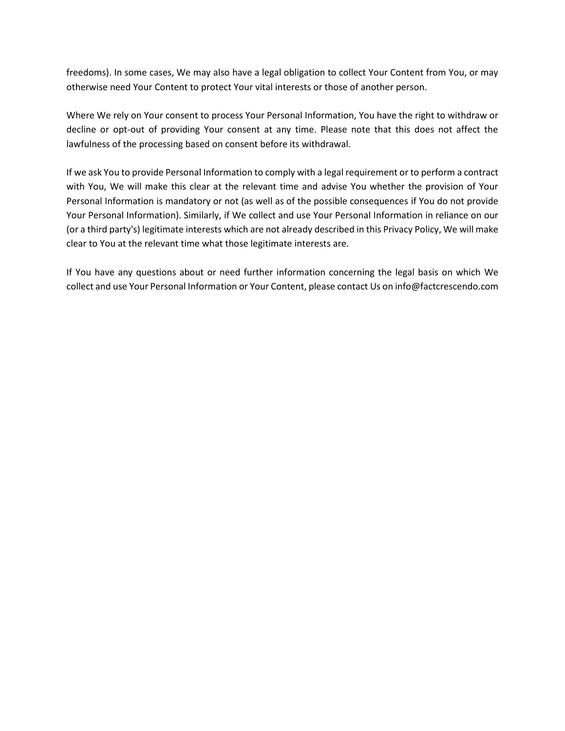freedoms). In some cases, We may also have a legal obligation to collect Your Content from You, or may otherwise need Your Content to protect Your vital interests or those of another person.

Where We rely on Your consent to process Your Personal Information, You have the right to withdraw or decline or opt-out of providing Your consent at any time. Please note that this does not affect the lawfulness of the processing based on consent before its withdrawal.

If we ask You to provide Personal Information to comply with a legal requirement or to perform a contract with You, We will make this clear at the relevant time and advise You whether the provision of Your Personal Information is mandatory or not (as well as of the possible consequences if You do not provide Your Personal Information). Similarly, if We collect and use Your Personal Information in reliance on our (or a third party's) legitimate interests which are not already described in this Privacy Policy, We will make clear to You at the relevant time what those legitimate interests are.

If You have any questions about or need further information concerning the legal basis on which We collect and use Your Personal Information or Your Content, please contact Us on info@factcrescendo.com